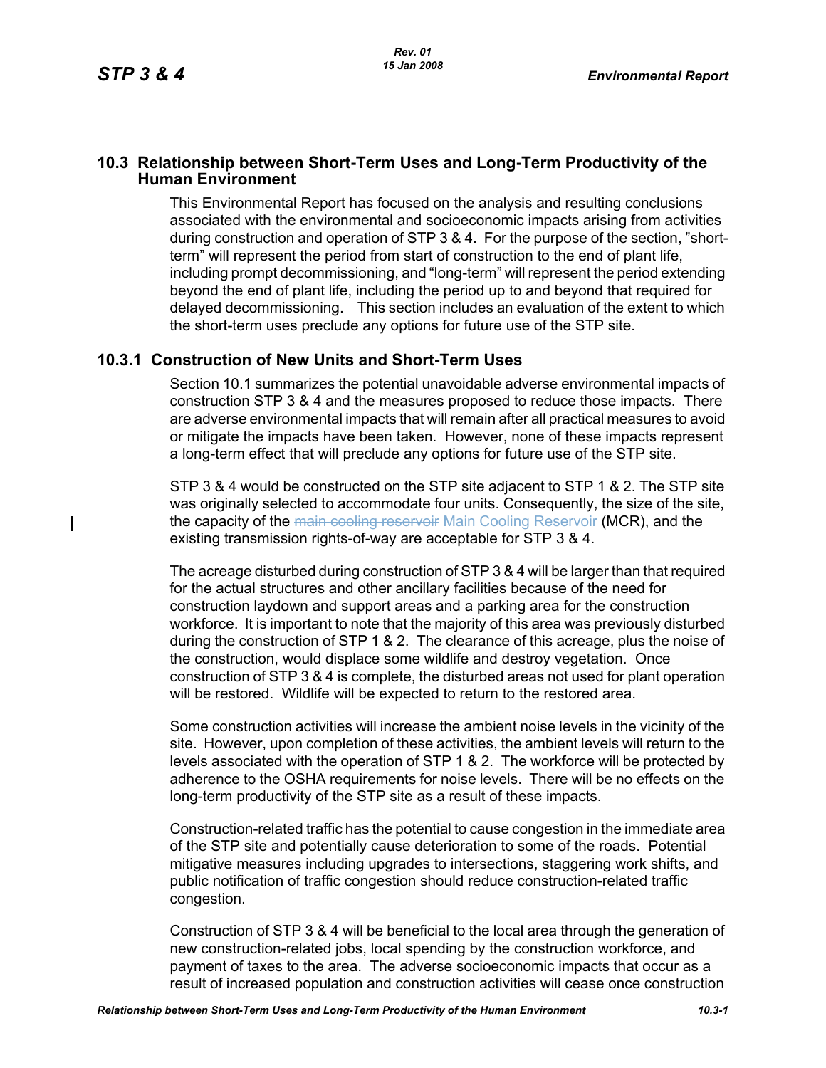## 10.3 Relationship between Short-Term Uses and Long-Term Productivity of the Human Environment

This Environmental Report has focused on the analysis and resulting conclusions associated with the environmental and socioeconomic impacts arising from activities during construction and operation of STP 3 & 4. For the purpose of the section, "short-term" will represent the period from start of construction to the end of plant life, including prompt decommissioning, and "long-term" will represent the period extending beyond the end of plant life, including the period up to and beyond that required for delayed decommissioning. This section includes an evaluation of the extent to which the short-term uses preclude any options for future use of the STP site.

### 10.3.1 Construction of New Units and Short-Term Uses

Section 10.1 summarizes the potential unavoidable adverse environmental impacts of construction STP 3 & 4 and the measures proposed to reduce those impacts. There are adverse environmental impacts that will remain after all practical measures to avoid or mitigate the impacts have been taken. However, none of these impacts represent a long-term effect that will preclude any options for future use of the STP site.

STP 3 & 4 would be constructed on the STP site adjacent to STP 1 & 2. The STP site was originally selected to accommodate four units. Consequently, the size of the site, the capacity of the ~~main cooling reservoir~~ Main Cooling Reservoir (MCR), and the existing transmission rights-of-way are acceptable for STP 3 & 4.

The acreage disturbed during construction of STP 3 & 4 will be larger than that required for the actual structures and other ancillary facilities because of the need for construction laydown and support areas and a parking area for the construction workforce. It is important to note that the majority of this area was previously disturbed during the construction of STP 1 & 2. The clearance of this acreage, plus the noise of the construction, would displace some wildlife and destroy vegetation. Once construction of STP 3 & 4 is complete, the disturbed areas not used for plant operation will be restored. Wildlife will be expected to return to the restored area.

Some construction activities will increase the ambient noise levels in the vicinity of the site. However, upon completion of these activities, the ambient levels will return to the levels associated with the operation of STP 1 & 2. The workforce will be protected by adherence to the OSHA requirements for noise levels. There will be no effects on the long-term productivity of the STP site as a result of these impacts.

Construction-related traffic has the potential to cause congestion in the immediate area of the STP site and potentially cause deterioration to some of the roads. Potential mitigative measures including upgrades to intersections, staggering work shifts, and public notification of traffic congestion should reduce construction-related traffic congestion.

Construction of STP 3 & 4 will be beneficial to the local area through the generation of new construction-related jobs, local spending by the construction workforce, and payment of taxes to the area. The adverse socioeconomic impacts that occur as a result of increased population and construction activities will cease once construction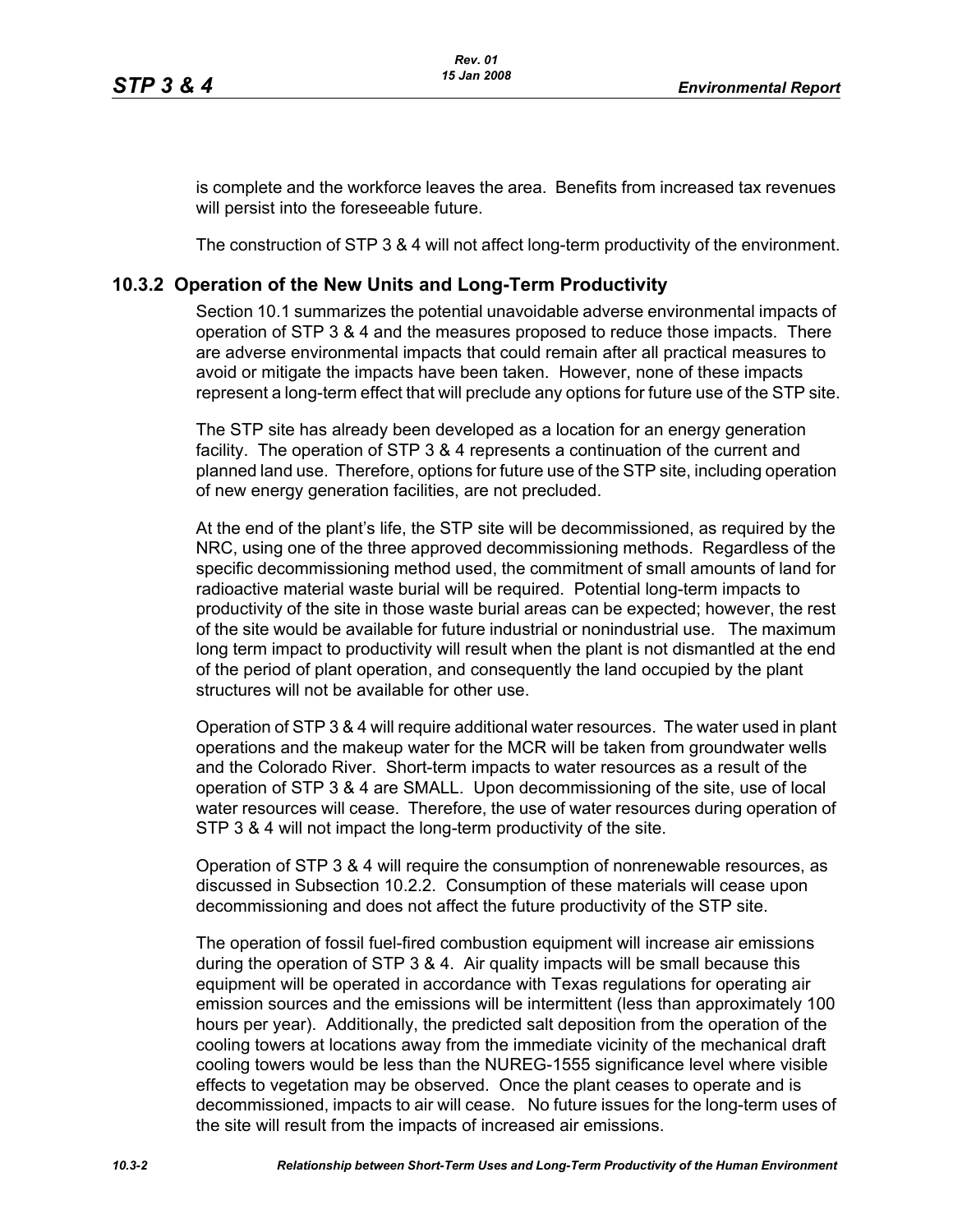is complete and the workforce leaves the area. Benefits from increased tax revenues will persist into the foreseeable future.

The construction of STP 3 & 4 will not affect long-term productivity of the environment.

## 10.3.2 Operation of the New Units and Long-Term Productivity

Section 10.1 summarizes the potential unavoidable adverse environmental impacts of operation of STP 3 & 4 and the measures proposed to reduce those impacts. There are adverse environmental impacts that could remain after all practical measures to avoid or mitigate the impacts have been taken. However, none of these impacts represent a long-term effect that will preclude any options for future use of the STP site.

The STP site has already been developed as a location for an energy generation facility. The operation of STP 3 & 4 represents a continuation of the current and planned land use. Therefore, options for future use of the STP site, including operation of new energy generation facilities, are not precluded.

At the end of the plant's life, the STP site will be decommissioned, as required by the NRC, using one of the three approved decommissioning methods. Regardless of the specific decommissioning method used, the commitment of small amounts of land for radioactive material waste burial will be required. Potential long-term impacts to productivity of the site in those waste burial areas can be expected; however, the rest of the site would be available for future industrial or nonindustrial use. The maximum long term impact to productivity will result when the plant is not dismantled at the end of the period of plant operation, and consequently the land occupied by the plant structures will not be available for other use.

Operation of STP 3 & 4 will require additional water resources. The water used in plant operations and the makeup water for the MCR will be taken from groundwater wells and the Colorado River. Short-term impacts to water resources as a result of the operation of STP 3 & 4 are SMALL. Upon decommissioning of the site, use of local water resources will cease. Therefore, the use of water resources during operation of STP 3 & 4 will not impact the long-term productivity of the site.

Operation of STP 3 & 4 will require the consumption of nonrenewable resources, as discussed in Subsection 10.2.2. Consumption of these materials will cease upon decommissioning and does not affect the future productivity of the STP site.

The operation of fossil fuel-fired combustion equipment will increase air emissions during the operation of STP 3 & 4. Air quality impacts will be small because this equipment will be operated in accordance with Texas regulations for operating air emission sources and the emissions will be intermittent (less than approximately 100 hours per year). Additionally, the predicted salt deposition from the operation of the cooling towers at locations away from the immediate vicinity of the mechanical draft cooling towers would be less than the NUREG-1555 significance level where visible effects to vegetation may be observed. Once the plant ceases to operate and is decommissioned, impacts to air will cease. No future issues for the long-term uses of the site will result from the impacts of increased air emissions.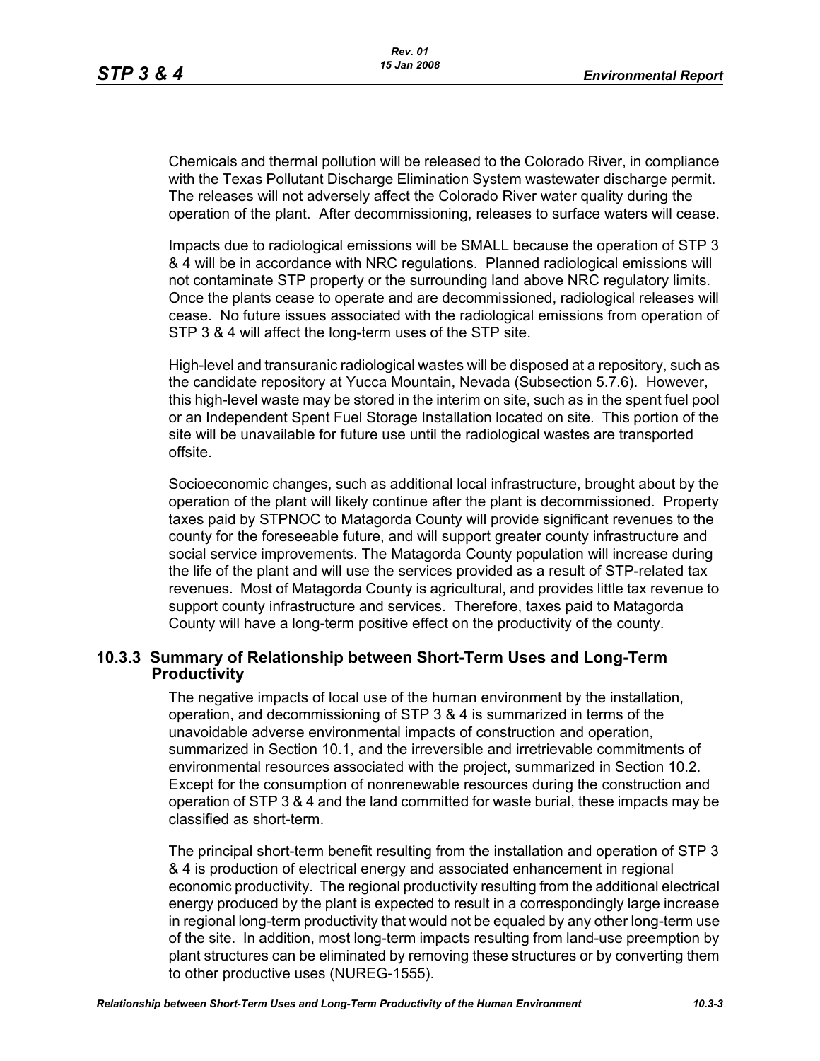Chemicals and thermal pollution will be released to the Colorado River, in compliance with the Texas Pollutant Discharge Elimination System wastewater discharge permit. The releases will not adversely affect the Colorado River water quality during the operation of the plant. After decommissioning, releases to surface waters will cease.

Impacts due to radiological emissions will be SMALL because the operation of STP 3 & 4 will be in accordance with NRC regulations. Planned radiological emissions will not contaminate STP property or the surrounding land above NRC regulatory limits. Once the plants cease to operate and are decommissioned, radiological releases will cease. No future issues associated with the radiological emissions from operation of STP 3 & 4 will affect the long-term uses of the STP site.

High-level and transuranic radiological wastes will be disposed at a repository, such as the candidate repository at Yucca Mountain, Nevada (Subsection 5.7.6). However, this high-level waste may be stored in the interim on site, such as in the spent fuel pool or an Independent Spent Fuel Storage Installation located on site. This portion of the site will be unavailable for future use until the radiological wastes are transported offsite.

Socioeconomic changes, such as additional local infrastructure, brought about by the operation of the plant will likely continue after the plant is decommissioned. Property taxes paid by STPNOC to Matagorda County will provide significant revenues to the county for the foreseeable future, and will support greater county infrastructure and social service improvements. The Matagorda County population will increase during the life of the plant and will use the services provided as a result of STP-related tax revenues. Most of Matagorda County is agricultural, and provides little tax revenue to support county infrastructure and services. Therefore, taxes paid to Matagorda County will have a long-term positive effect on the productivity of the county.

## 10.3.3 Summary of Relationship between Short-Term Uses and Long-Term Productivity

The negative impacts of local use of the human environment by the installation, operation, and decommissioning of STP 3 & 4 is summarized in terms of the unavoidable adverse environmental impacts of construction and operation, summarized in Section 10.1, and the irreversible and irretrievable commitments of environmental resources associated with the project, summarized in Section 10.2. Except for the consumption of nonrenewable resources during the construction and operation of STP 3 & 4 and the land committed for waste burial, these impacts may be classified as short-term.

The principal short-term benefit resulting from the installation and operation of STP 3 & 4 is production of electrical energy and associated enhancement in regional economic productivity. The regional productivity resulting from the additional electrical energy produced by the plant is expected to result in a correspondingly large increase in regional long-term productivity that would not be equaled by any other long-term use of the site. In addition, most long-term impacts resulting from land-use preemption by plant structures can be eliminated by removing these structures or by converting them to other productive uses (NUREG-1555).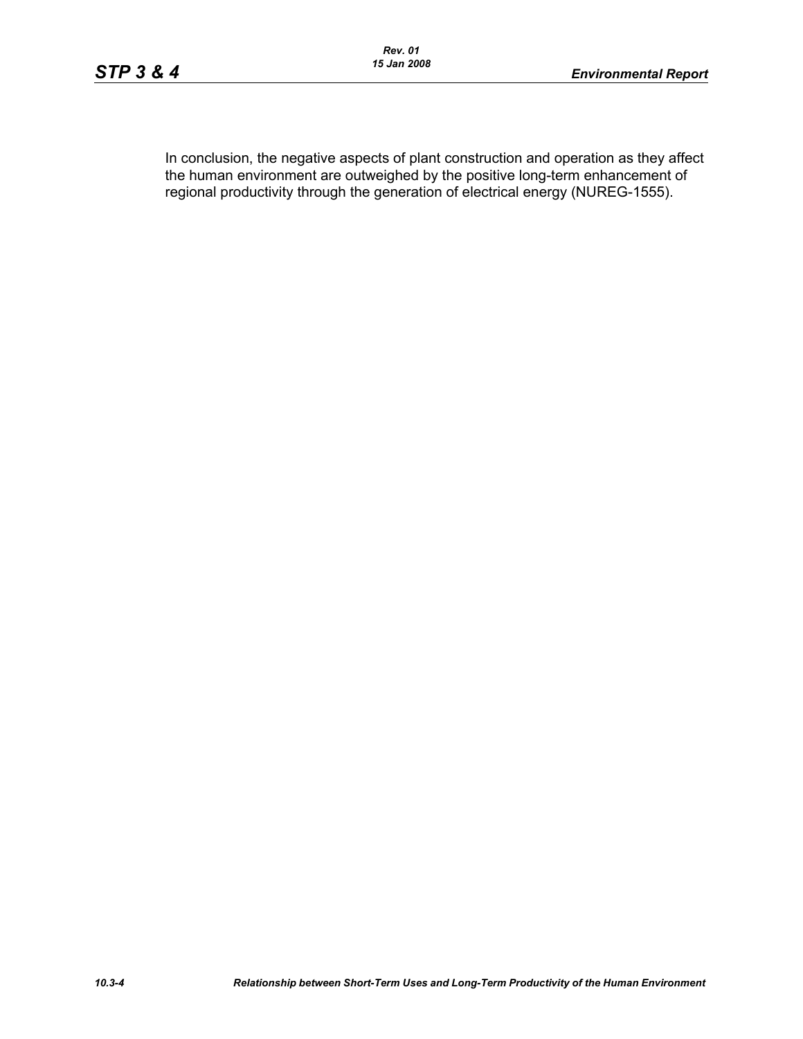In conclusion, the negative aspects of plant construction and operation as they affect the human environment are outweighed by the positive long-term enhancement of regional productivity through the generation of electrical energy (NUREG-1555).